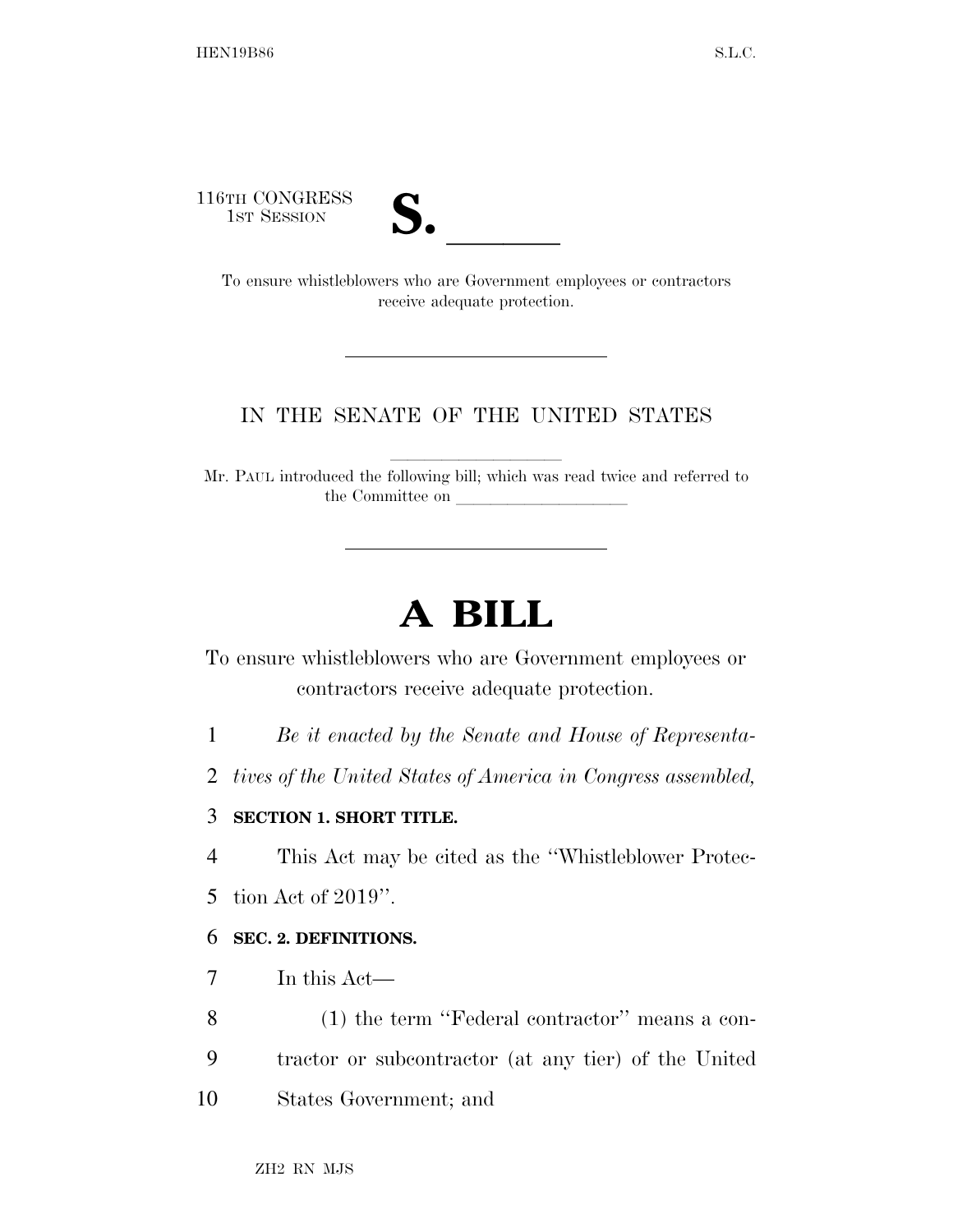116TH CONGRESS
1ST SESSION

# S. ______

To ensure whistleblowers who are Government employees or contractors receive adequate protection.

---

IN THE SENATE OF THE UNITED STATES

Mr. PAUL introduced the following bill; which was read twice and referred to the Committee on ____________________

---

# A BILL

To ensure whistleblowers who are Government employees or contractors receive adequate protection.

*Be it enacted by the Senate and House of Representatives of the United States of America in Congress assembled,*

**SECTION 1. SHORT TITLE.**

This Act may be cited as the ''Whistleblower Protection Act of 2019''.

**SEC. 2. DEFINITIONS.**

In this Act—

(1) the term ''Federal contractor'' means a contractor or subcontractor (at any tier) of the United States Government; and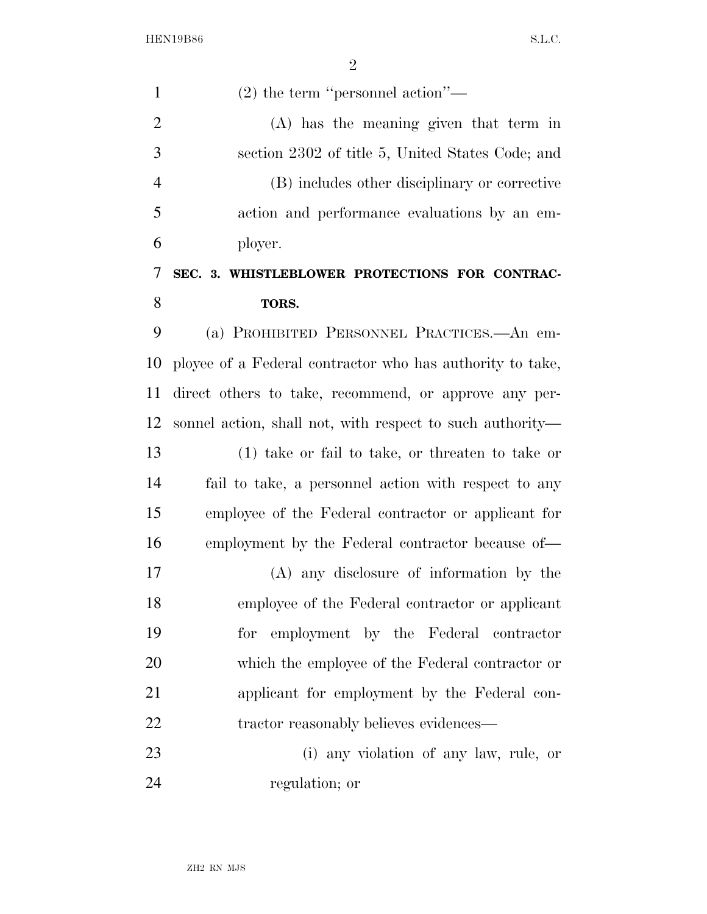(2) the term "personnel action"—

(A) has the meaning given that term in section 2302 of title 5, United States Code; and

(B) includes other disciplinary or corrective action and performance evaluations by an employer.

## SEC. 3. WHISTLEBLOWER PROTECTIONS FOR CONTRACTORS.

(a) PROHIBITED PERSONNEL PRACTICES.—An employee of a Federal contractor who has authority to take, direct others to take, recommend, or approve any personnel action, shall not, with respect to such authority—

(1) take or fail to take, or threaten to take or fail to take, a personnel action with respect to any employee of the Federal contractor or applicant for employment by the Federal contractor because of—

(A) any disclosure of information by the employee of the Federal contractor or applicant for employment by the Federal contractor which the employee of the Federal contractor or applicant for employment by the Federal contractor reasonably believes evidences—

(i) any violation of any law, rule, or regulation; or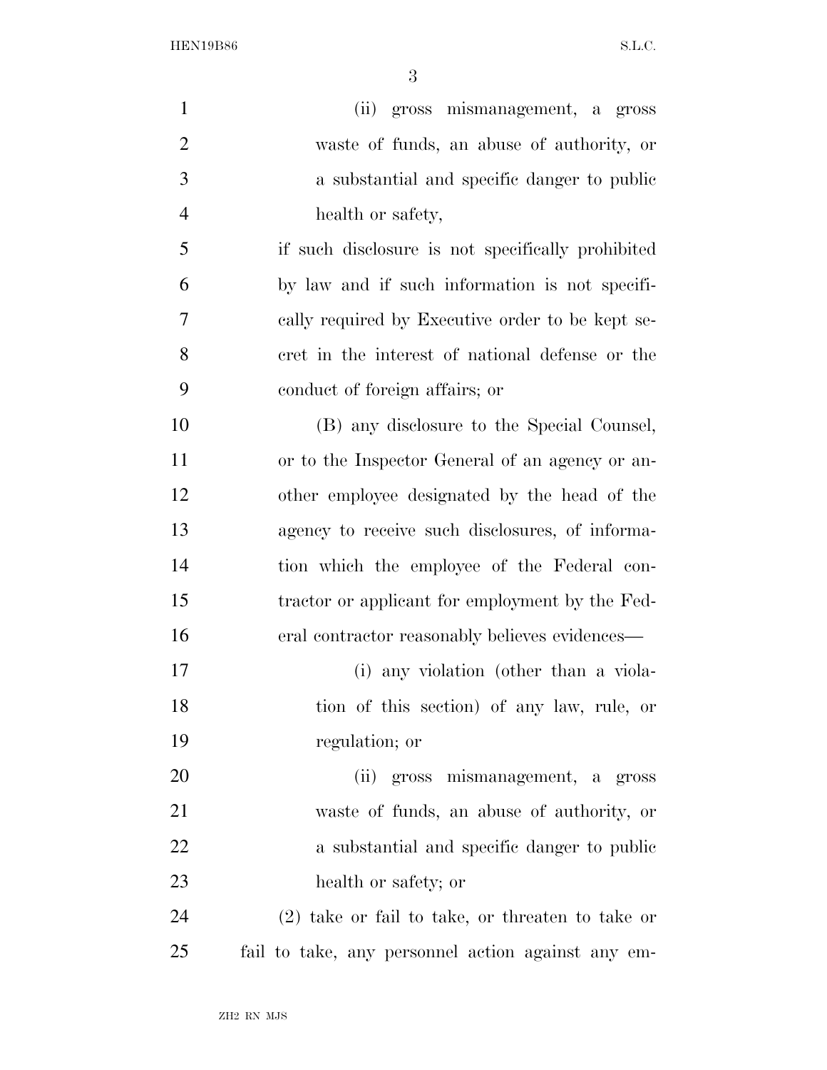(ii) gross mismanagement, a gross waste of funds, an abuse of authority, or a substantial and specific danger to public health or safety,

if such disclosure is not specifically prohibited by law and if such information is not specifically required by Executive order to be kept secret in the interest of national defense or the conduct of foreign affairs; or

(B) any disclosure to the Special Counsel, or to the Inspector General of an agency or another employee designated by the head of the agency to receive such disclosures, of information which the employee of the Federal contractor or applicant for employment by the Federal contractor reasonably believes evidences—

(i) any violation (other than a violation of this section) of any law, rule, or regulation; or

(ii) gross mismanagement, a gross waste of funds, an abuse of authority, or a substantial and specific danger to public health or safety; or

(2) take or fail to take, or threaten to take or fail to take, any personnel action against any em-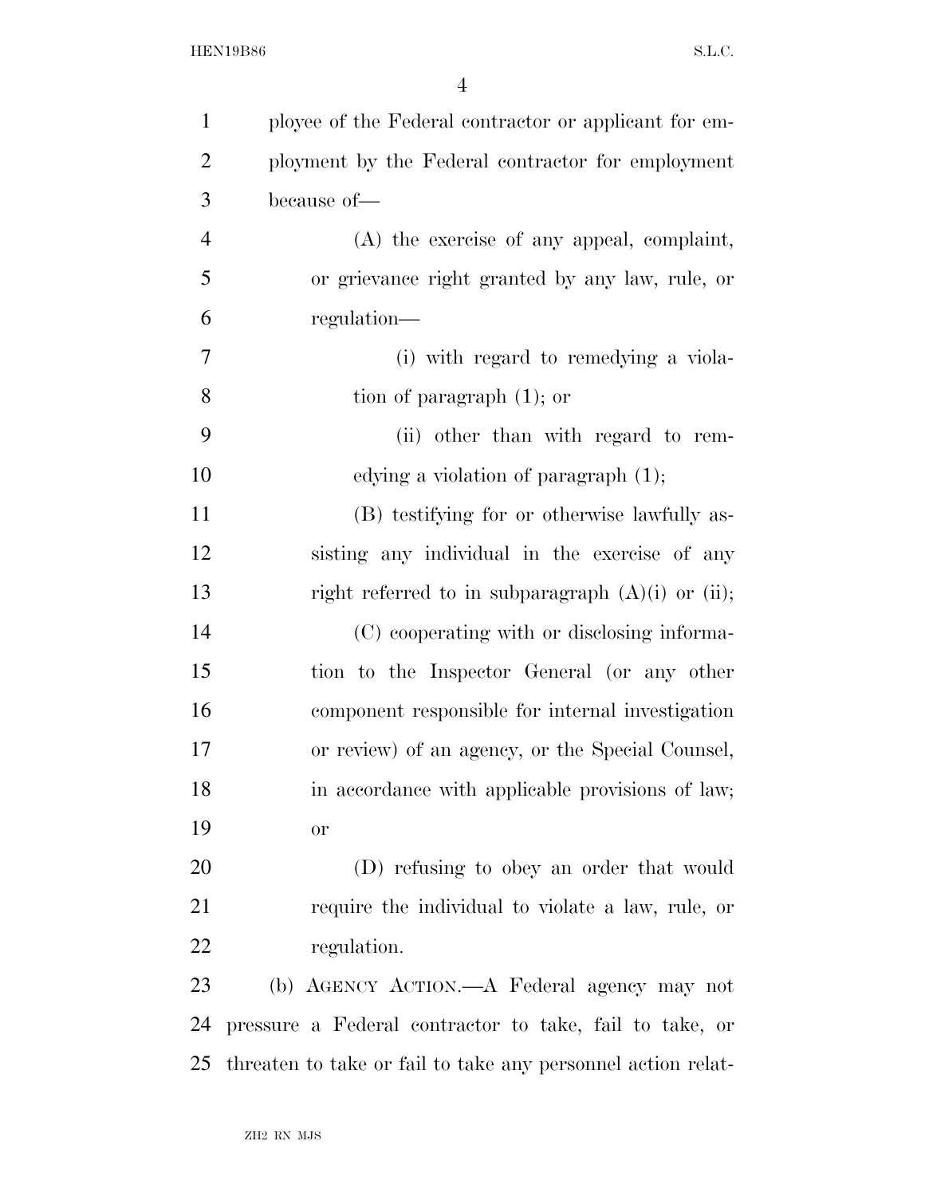ployee of the Federal contractor or applicant for employment by the Federal contractor for employment because of—

(A) the exercise of any appeal, complaint, or grievance right granted by any law, rule, or regulation—

(i) with regard to remedying a violation of paragraph (1); or

(ii) other than with regard to remedying a violation of paragraph (1);

(B) testifying for or otherwise lawfully assisting any individual in the exercise of any right referred to in subparagraph (A)(i) or (ii);

(C) cooperating with or disclosing information to the Inspector General (or any other component responsible for internal investigation or review) of an agency, or the Special Counsel, in accordance with applicable provisions of law; or

(D) refusing to obey an order that would require the individual to violate a law, rule, or regulation.

(b) AGENCY ACTION.—A Federal agency may not pressure a Federal contractor to take, fail to take, or threaten to take or fail to take any personnel action relat-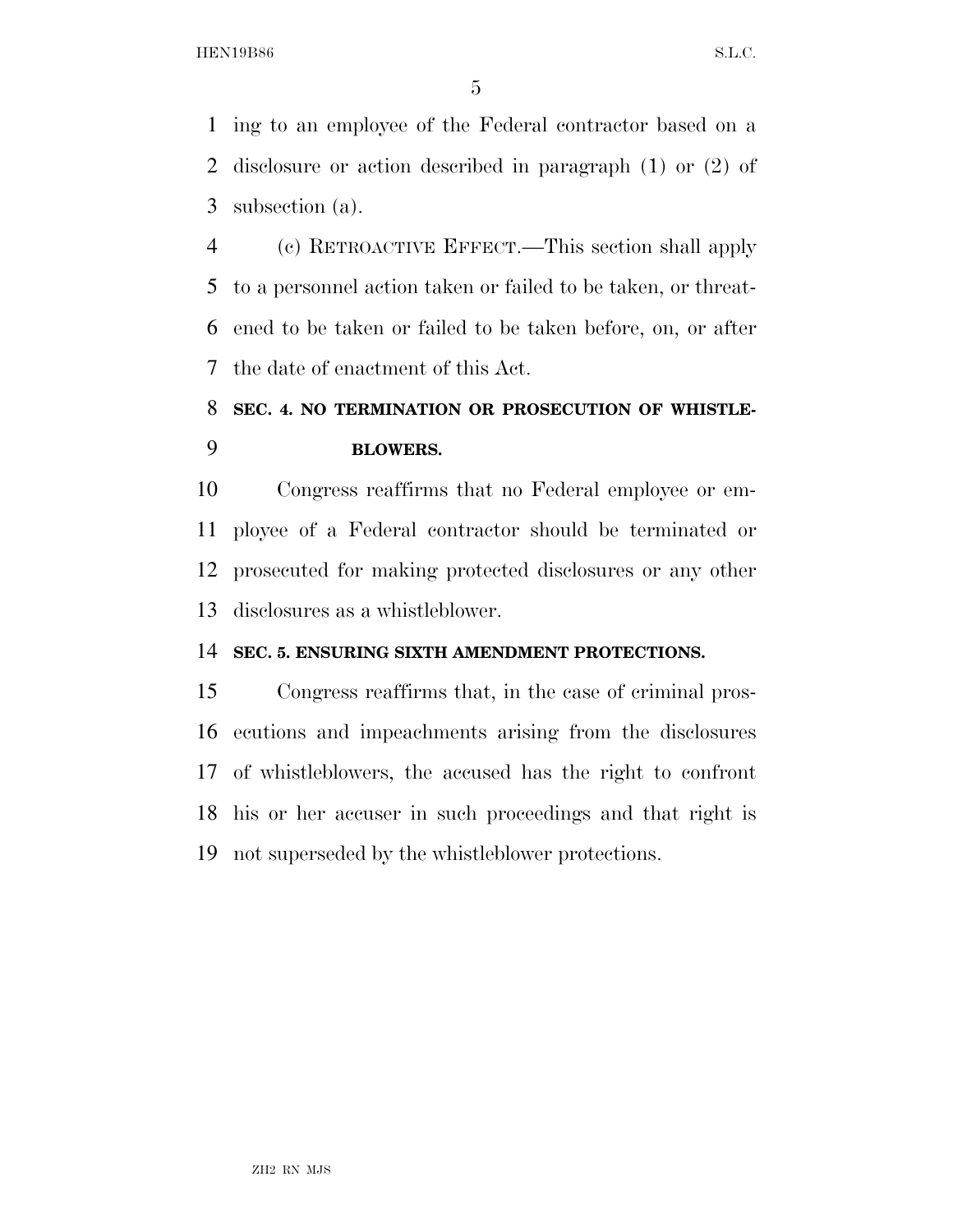ing to an employee of the Federal contractor based on a disclosure or action described in paragraph (1) or (2) of subsection (a).

(c) RETROACTIVE EFFECT.—This section shall apply to a personnel action taken or failed to be taken, or threatened to be taken or failed to be taken before, on, or after the date of enactment of this Act.

**SEC. 4. NO TERMINATION OR PROSECUTION OF WHISTLEBLOWERS.**

Congress reaffirms that no Federal employee or employee of a Federal contractor should be terminated or prosecuted for making protected disclosures or any other disclosures as a whistleblower.

**SEC. 5. ENSURING SIXTH AMENDMENT PROTECTIONS.**

Congress reaffirms that, in the case of criminal prosecutions and impeachments arising from the disclosures of whistleblowers, the accused has the right to confront his or her accuser in such proceedings and that right is not superseded by the whistleblower protections.